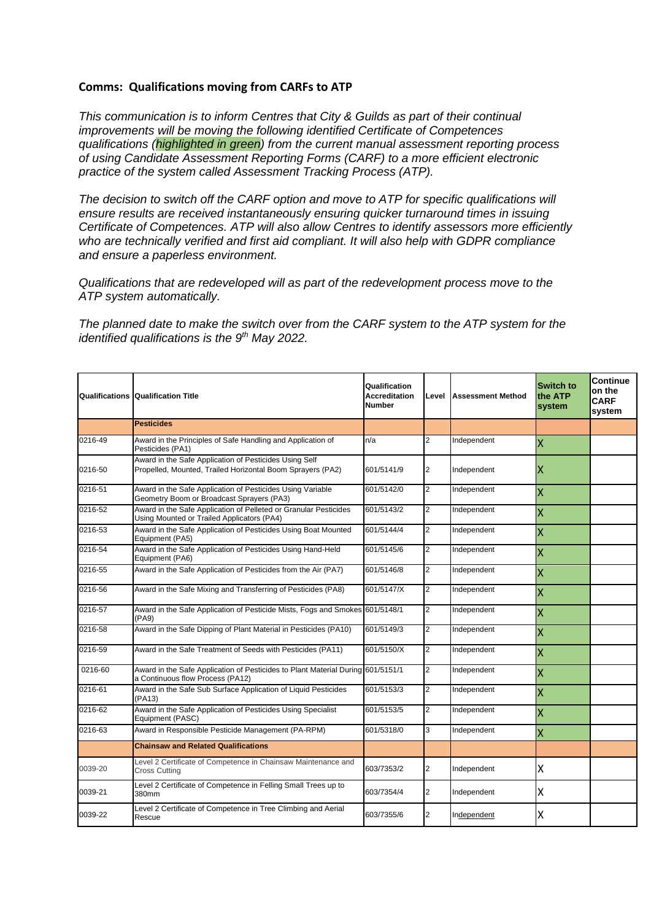## Comms: Qualifications moving from CARFs to ATP

*This communication is to inform Centres that City & Guilds as part of their continual improvements will be moving the following identified Certificate of Competences qualifications (highlighted in green) from the current manual assessment reporting process of using Candidate Assessment Reporting Forms (CARF) to a more efficient electronic practice of the system called Assessment Tracking Process (ATP).*

*The decision to switch off the CARF option and move to ATP for specific qualifications will ensure results are received instantaneously ensuring quicker turnaround times in issuing Certificate of Competences. ATP will also allow Centres to identify assessors more efficiently who are technically verified and first aid compliant. It will also help with GDPR compliance and ensure a paperless environment.*

*Qualifications that are redeveloped will as part of the redevelopment process move to the ATP system automatically.*

*The planned date to make the switch over from the CARF system to the ATP system for the identified qualifications is the 9th May 2022.*

| Qualifications | Qualification Title | Qualification Accreditation Number | Level | Assessment Method | Switch to the ATP system | Continue on the CARF system |
|---|---|---|---|---|---|---|
| | **Pesticides** | | | | | |
| 0216-49 | Award in the Principles of Safe Handling and Application of Pesticides (PA1) | n/a | 2 | Independent | X | |
| 0216-50 | Award in the Safe Application of Pesticides Using Self Propelled, Mounted, Trailed Horizontal Boom Sprayers (PA2) | 601/5141/9 | 2 | Independent | X | |
| 0216-51 | Award in the Safe Application of Pesticides Using Variable Geometry Boom or Broadcast Sprayers (PA3) | 601/5142/0 | 2 | Independent | X | |
| 0216-52 | Award in the Safe Application of Pelleted or Granular Pesticides Using Mounted or Trailed Applicators (PA4) | 601/5143/2 | 2 | Independent | X | |
| 0216-53 | Award in the Safe Application of Pesticides Using Boat Mounted Equipment (PA5) | 601/5144/4 | 2 | Independent | X | |
| 0216-54 | Award in the Safe Application of Pesticides Using Hand-Held Equipment (PA6) | 601/5145/6 | 2 | Independent | X | |
| 0216-55 | Award in the Safe Application of Pesticides from the Air (PA7) | 601/5146/8 | 2 | Independent | X | |
| 0216-56 | Award in the Safe Mixing and Transferring of Pesticides (PA8) | 601/5147/X | 2 | Independent | X | |
| 0216-57 | Award in the Safe Application of Pesticide Mists, Fogs and Smokes (PA9) | 601/5148/1 | 2 | Independent | X | |
| 0216-58 | Award in the Safe Dipping of Plant Material in Pesticides (PA10) | 601/5149/3 | 2 | Independent | X | |
| 0216-59 | Award in the Safe Treatment of Seeds with Pesticides (PA11) | 601/5150/X | 2 | Independent | X | |
| 0216-60 | Award in the Safe Application of Pesticides to Plant Material During a Continuous flow Process (PA12) | 601/5151/1 | 2 | Independent | X | |
| 0216-61 | Award in the Safe Sub Surface Application of Liquid Pesticides (PA13) | 601/5153/3 | 2 | Independent | X | |
| 0216-62 | Award in the Safe Application of Pesticides Using Specialist Equipment (PASC) | 601/5153/5 | 2 | Independent | X | |
| 0216-63 | Award in Responsible Pesticide Management (PA-RPM) | 601/5318/0 | 3 | Independent | X | |
| | **Chainsaw and Related Qualifications** | | | | | |
| 0039-20 | Level 2 Certificate of Competence in Chainsaw Maintenance and Cross Cutting | 603/7353/2 | 2 | Independent | X | |
| 0039-21 | Level 2 Certificate of Competence in Felling Small Trees up to 380mm | 603/7354/4 | 2 | Independent | X | |
| 0039-22 | Level 2 Certificate of Competence in Tree Climbing and Aerial Rescue | 603/7355/6 | 2 | Independent | X | |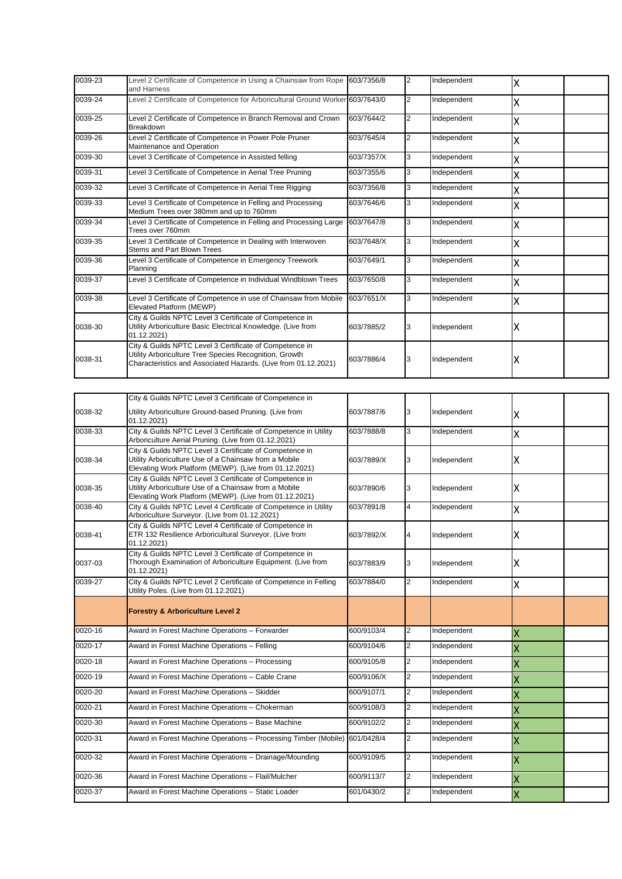| | | | | | | |
|---|---|---|---|---|---|---|
| 0039-23 | Level 2 Certificate of Competence in Using a Chainsaw from Rope and Harness | 603/7356/8 | 2 | Independent | X | |
| 0039-24 | Level 2 Certificate of Competence for Arboricultural Ground Worker | 603/7643/0 | 2 | Independent | X | |
| 0039-25 | Level 2 Certificate of Competence in Branch Removal and Crown Breakdown | 603/7644/2 | 2 | Independent | X | |
| 0039-26 | Level 2 Certificate of Competence in Power Pole Pruner Maintenance and Operation | 603/7645/4 | 2 | Independent | X | |
| 0039-30 | Level 3 Certificate of Competence in Assisted felling | 603/7357/X | 3 | Independent | X | |
| 0039-31 | Level 3 Certificate of Competence in Aerial Tree Pruning | 603/7355/6 | 3 | Independent | X | |
| 0039-32 | Level 3 Certificate of Competence in Aerial Tree Rigging | 603/7356/8 | 3 | Independent | X | |
| 0039-33 | Level 3 Certificate of Competence in Felling and Processing Medium Trees over 380mm and up to 760mm | 603/7646/6 | 3 | Independent | X | |
| 0039-34 | Level 3 Certificate of Competence in Felling and Processing Large Trees over 760mm | 603/7647/8 | 3 | Independent | X | |
| 0039-35 | Level 3 Certificate of Competence in Dealing with Interwoven Stems and Part Blown Trees | 603/7648/X | 3 | Independent | X | |
| 0039-36 | Level 3 Certificate of Competence in Emergency Treework Planning | 603/7649/1 | 3 | Independent | X | |
| 0039-37 | Level 3 Certificate of Competence in Individual Windblown Trees | 603/7650/8 | 3 | Independent | X | |
| 0039-38 | Level 3 Certificate of Competence in use of Chainsaw from Mobile Elevated Platform (MEWP) | 603/7651/X | 3 | Independent | X | |
| 0038-30 | City & Guilds NPTC Level 3 Certificate of Competence in Utility Arboriculture Basic Electrical Knowledge. (Live from 01.12.2021) | 603/7885/2 | 3 | Independent | X | |
| 0038-31 | City & Guilds NPTC Level 3 Certificate of Competence in Utility Arboriculture Tree Species Recognition, Growth Characteristics and Associated Hazards. (Live from 01.12.2021) | 603/7886/4 | 3 | Independent | X | |
| 0038-32 | City & Guilds NPTC Level 3 Certificate of Competence in Utility Arboriculture Ground-based Pruning. (Live from 01.12.2021) | 603/7887/6 | 3 | Independent | X | |
| 0038-33 | City & Guilds NPTC Level 3 Certificate of Competence in Utility Arboriculture Aerial Pruning. (Live from 01.12.2021) | 603/7888/8 | 3 | Independent | X | |
| 0038-34 | City & Guilds NPTC Level 3 Certificate of Competence in Utility Arboriculture Use of a Chainsaw from a Mobile Elevating Work Platform (MEWP). (Live from 01.12.2021) | 603/7889/X | 3 | Independent | X | |
| 0038-35 | City & Guilds NPTC Level 3 Certificate of Competence in Utility Arboriculture Use of a Chainsaw from a Mobile Elevating Work Platform (MEWP). (Live from 01.12.2021) | 603/7890/6 | 3 | Independent | X | |
| 0038-40 | City & Guilds NPTC Level 4 Certificate of Competence in Utility Arboriculture Surveyor. (Live from 01.12.2021) | 603/7891/8 | 4 | Independent | X | |
| 0038-41 | City & Guilds NPTC Level 4 Certificate of Competence in ETR 132 Resilience Arboricultural Surveyor. (Live from 01.12.2021) | 603/7892/X | 4 | Independent | X | |
| 0037-03 | City & Guilds NPTC Level 3 Certificate of Competence in Thorough Examination of Arboriculture Equipment. (Live from 01.12.2021) | 603/7883/9 | 3 | Independent | X | |
| 0039-27 | City & Guilds NPTC Level 2 Certificate of Competence in Felling Utility Poles. (Live from 01.12.2021) | 603/7884/0 | 2 | Independent | X | |
| | **Forestry & Arboriculture Level 2** | | | | | |
| 0020-16 | Award in Forest Machine Operations – Forwarder | 600/9103/4 | 2 | Independent | X | |
| 0020-17 | Award in Forest Machine Operations – Felling | 600/9104/6 | 2 | Independent | X | |
| 0020-18 | Award in Forest Machine Operations – Processing | 600/9105/8 | 2 | Independent | X | |
| 0020-19 | Award in Forest Machine Operations – Cable Crane | 600/9106/X | 2 | Independent | X | |
| 0020-20 | Award in Forest Machine Operations – Skidder | 600/9107/1 | 2 | Independent | X | |
| 0020-21 | Award in Forest Machine Operations – Chokerman | 600/9108/3 | 2 | Independent | X | |
| 0020-30 | Award in Forest Machine Operations – Base Machine | 600/9102/2 | 2 | Independent | X | |
| 0020-31 | Award in Forest Machine Operations – Processing Timber (Mobile) | 601/0428/4 | 2 | Independent | X | |
| 0020-32 | Award in Forest Machine Operations – Drainage/Mounding | 600/9109/5 | 2 | Independent | X | |
| 0020-36 | Award in Forest Machine Operations – Flail/Mulcher | 600/9113/7 | 2 | Independent | X | |
| 0020-37 | Award in Forest Machine Operations – Static Loader | 601/0430/2 | 2 | Independent | X | |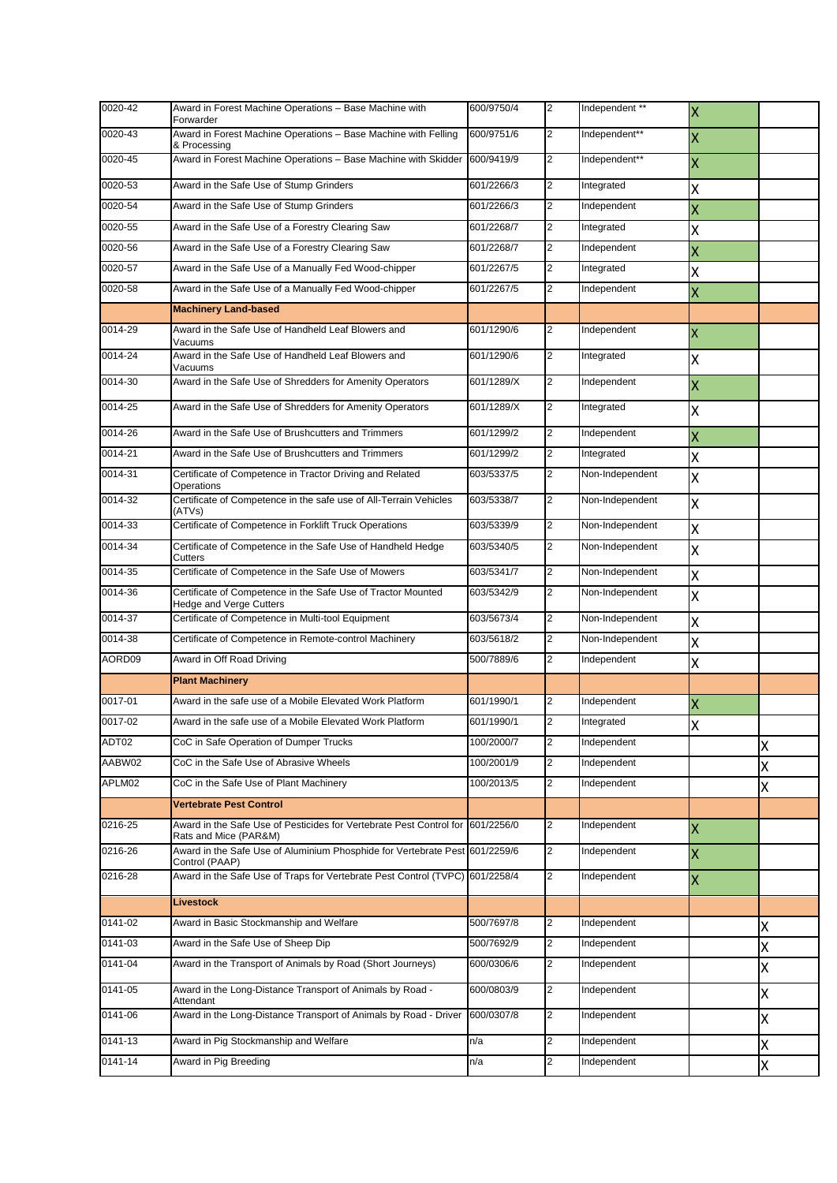| | | | | | | |
|---|---|---|---|---|---|---|
| 0020-42 | Award in Forest Machine Operations – Base Machine with Forwarder | 600/9750/4 | 2 | Independent ** | X | |
| 0020-43 | Award in Forest Machine Operations – Base Machine with Felling & Processing | 600/9751/6 | 2 | Independent** | X | |
| 0020-45 | Award in Forest Machine Operations – Base Machine with Skidder | 600/9419/9 | 2 | Independent** | X | |
| 0020-53 | Award in the Safe Use of Stump Grinders | 601/2266/3 | 2 | Integrated | X | |
| 0020-54 | Award in the Safe Use of Stump Grinders | 601/2266/3 | 2 | Independent | X | |
| 0020-55 | Award in the Safe Use of a Forestry Clearing Saw | 601/2268/7 | 2 | Integrated | X | |
| 0020-56 | Award in the Safe Use of a Forestry Clearing Saw | 601/2268/7 | 2 | Independent | X | |
| 0020-57 | Award in the Safe Use of a Manually Fed Wood-chipper | 601/2267/5 | 2 | Integrated | X | |
| 0020-58 | Award in the Safe Use of a Manually Fed Wood-chipper | 601/2267/5 | 2 | Independent | X | |
| | **Machinery Land-based** | | | | | |
| 0014-29 | Award in the Safe Use of Handheld Leaf Blowers and Vacuums | 601/1290/6 | 2 | Independent | X | |
| 0014-24 | Award in the Safe Use of Handheld Leaf Blowers and Vacuums | 601/1290/6 | 2 | Integrated | X | |
| 0014-30 | Award in the Safe Use of Shredders for Amenity Operators | 601/1289/X | 2 | Independent | X | |
| 0014-25 | Award in the Safe Use of Shredders for Amenity Operators | 601/1289/X | 2 | Integrated | X | |
| 0014-26 | Award in the Safe Use of Brushcutters and Trimmers | 601/1299/2 | 2 | Independent | X | |
| 0014-21 | Award in the Safe Use of Brushcutters and Trimmers | 601/1299/2 | 2 | Integrated | X | |
| 0014-31 | Certificate of Competence in Tractor Driving and Related Operations | 603/5337/5 | 2 | Non-Independent | X | |
| 0014-32 | Certificate of Competence in the safe use of All-Terrain Vehicles (ATVs) | 603/5338/7 | 2 | Non-Independent | X | |
| 0014-33 | Certificate of Competence in Forklift Truck Operations | 603/5339/9 | 2 | Non-Independent | X | |
| 0014-34 | Certificate of Competence in the Safe Use of Handheld Hedge Cutters | 603/5340/5 | 2 | Non-Independent | X | |
| 0014-35 | Certificate of Competence in the Safe Use of Mowers | 603/5341/7 | 2 | Non-Independent | X | |
| 0014-36 | Certificate of Competence in the Safe Use of Tractor Mounted Hedge and Verge Cutters | 603/5342/9 | 2 | Non-Independent | X | |
| 0014-37 | Certificate of Competence in Multi-tool Equipment | 603/5673/4 | 2 | Non-Independent | X | |
| 0014-38 | Certificate of Competence in Remote-control Machinery | 603/5618/2 | 2 | Non-Independent | X | |
| AORD09 | Award in Off Road Driving | 500/7889/6 | 2 | Independent | X | |
| | **Plant Machinery** | | | | | |
| 0017-01 | Award in the safe use of a Mobile Elevated Work Platform | 601/1990/1 | 2 | Independent | X | |
| 0017-02 | Award in the safe use of a Mobile Elevated Work Platform | 601/1990/1 | 2 | Integrated | X | |
| ADT02 | CoC in Safe Operation of Dumper Trucks | 100/2000/7 | 2 | Independent | | X |
| AABW02 | CoC in the Safe Use of Abrasive Wheels | 100/2001/9 | 2 | Independent | | X |
| APLM02 | CoC in the Safe Use of Plant Machinery | 100/2013/5 | 2 | Independent | | X |
| | **Vertebrate Pest Control** | | | | | |
| 0216-25 | Award in the Safe Use of Pesticides for Vertebrate Pest Control for Rats and Mice (PAR&M) | 601/2256/0 | 2 | Independent | X | |
| 0216-26 | Award in the Safe Use of Aluminium Phosphide for Vertebrate Pest Control (PAAP) | 601/2259/6 | 2 | Independent | X | |
| 0216-28 | Award in the Safe Use of Traps for Vertebrate Pest Control (TVPC) | 601/2258/4 | 2 | Independent | X | |
| | **Livestock** | | | | | |
| 0141-02 | Award in Basic Stockmanship and Welfare | 500/7697/8 | 2 | Independent | | X |
| 0141-03 | Award in the Safe Use of Sheep Dip | 500/7692/9 | 2 | Independent | | X |
| 0141-04 | Award in the Transport of Animals by Road (Short Journeys) | 600/0306/6 | 2 | Independent | | X |
| 0141-05 | Award in the Long-Distance Transport of Animals by Road - Attendant | 600/0803/9 | 2 | Independent | | X |
| 0141-06 | Award in the Long-Distance Transport of Animals by Road - Driver | 600/0307/8 | 2 | Independent | | X |
| 0141-13 | Award in Pig Stockmanship and Welfare | n/a | 2 | Independent | | X |
| 0141-14 | Award in Pig Breeding | n/a | 2 | Independent | | X |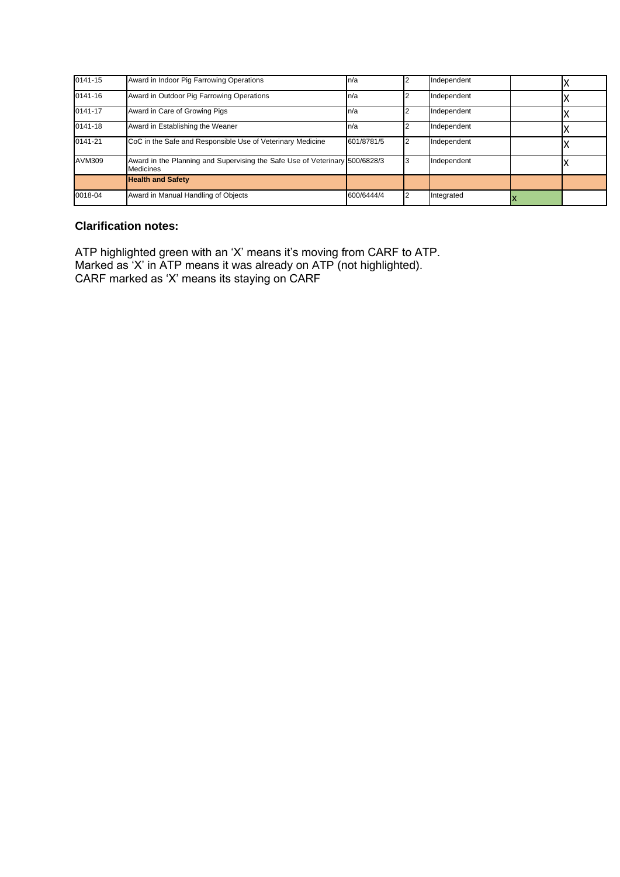| | | | | | | |
|---|---|---|---|---|---|---|
| 0141-15 | Award in Indoor Pig Farrowing Operations | n/a | 2 | Independent | | X |
| 0141-16 | Award in Outdoor Pig Farrowing Operations | n/a | 2 | Independent | | X |
| 0141-17 | Award in Care of Growing Pigs | n/a | 2 | Independent | | X |
| 0141-18 | Award in Establishing the Weaner | n/a | 2 | Independent | | X |
| 0141-21 | CoC in the Safe and Responsible Use of Veterinary Medicine | 601/8781/5 | 2 | Independent | | X |
| AVM309 | Award in the Planning and Supervising the Safe Use of Veterinary Medicines | 500/6828/3 | 3 | Independent | | X |
| | **Health and Safety** | | | | | |
| 0018-04 | Award in Manual Handling of Objects | 600/6444/4 | 2 | Integrated | X | |

## Clarification notes:

ATP highlighted green with an 'X' means it's moving from CARF to ATP.
Marked as 'X' in ATP means it was already on ATP (not highlighted).
CARF marked as 'X' means its staying on CARF